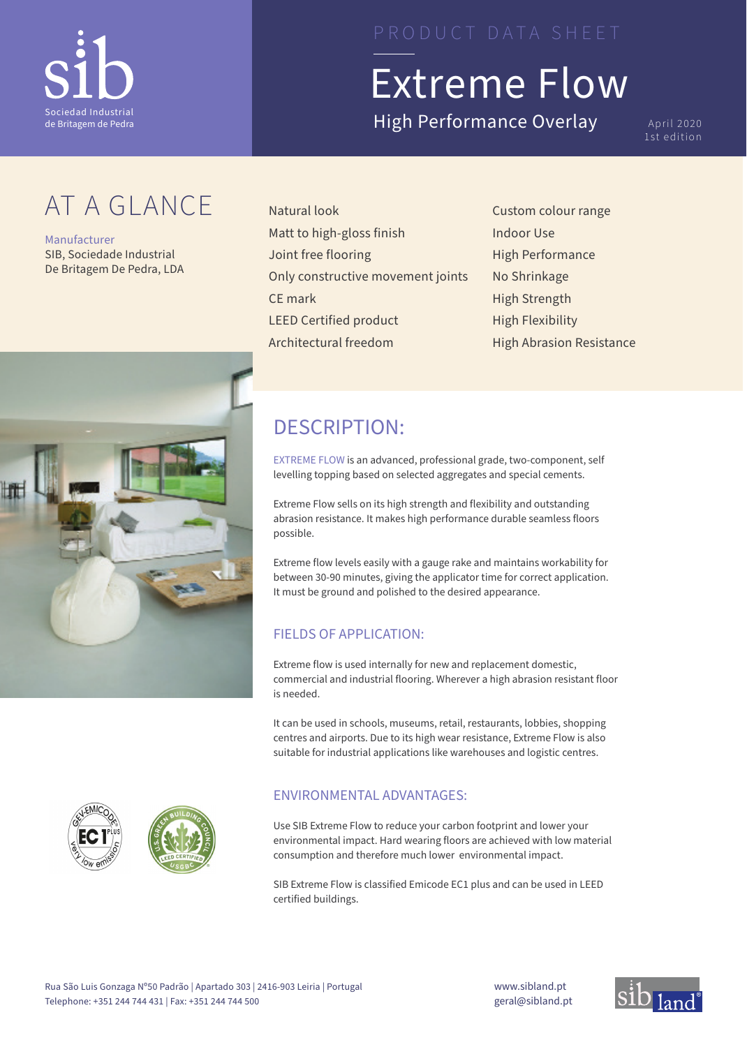sib

Sociedad Industrial de Britagem de Pedra

PRODUCT DATA SHEET

# Extreme Flow

High Performance Overlay

April 2020
1st edition

## AT A GLANCE

Manufacturer
SIB, Sociedade Industrial De Britagem De Pedra, LDA

- Natural look
- Matt to high-gloss finish
- Joint free flooring
- Only constructive movement joints
- CE mark
- LEED Certified product
- Architectural freedom
- Custom colour range
- Indoor Use
- High Performance
- No Shrinkage
- High Strength
- High Flexibility
- High Abrasion Resistance

## DESCRIPTION:

EXTREME FLOW is an advanced, professional grade, two-component, self levelling topping based on selected aggregates and special cements.

Extreme Flow sells on its high strength and flexibility and outstanding abrasion resistance. It makes high performance durable seamless floors possible.

Extreme flow levels easily with a gauge rake and maintains workability for between 30-90 minutes, giving the applicator time for correct application. It must be ground and polished to the desired appearance.

### FIELDS OF APPLICATION:

Extreme flow is used internally for new and replacement domestic, commercial and industrial flooring. Wherever a high abrasion resistant floor is needed.

It can be used in schools, museums, retail, restaurants, lobbies, shopping centres and airports. Due to its high wear resistance, Extreme Flow is also suitable for industrial applications like warehouses and logistic centres.

### ENVIRONMENTAL ADVANTAGES:

Use SIB Extreme Flow to reduce your carbon footprint and lower your environmental impact. Hard wearing floors are achieved with low material consumption and therefore much lower environmental impact.

SIB Extreme Flow is classified Emicode EC1 plus and can be used in LEED certified buildings.

Rua São Luis Gonzaga N°50 Padrão | Apartado 303 | 2416-903 Leiria | Portugal
Telephone: +351 244 744 431 | Fax: +351 244 744 500

www.sibland.pt
geral@sibland.pt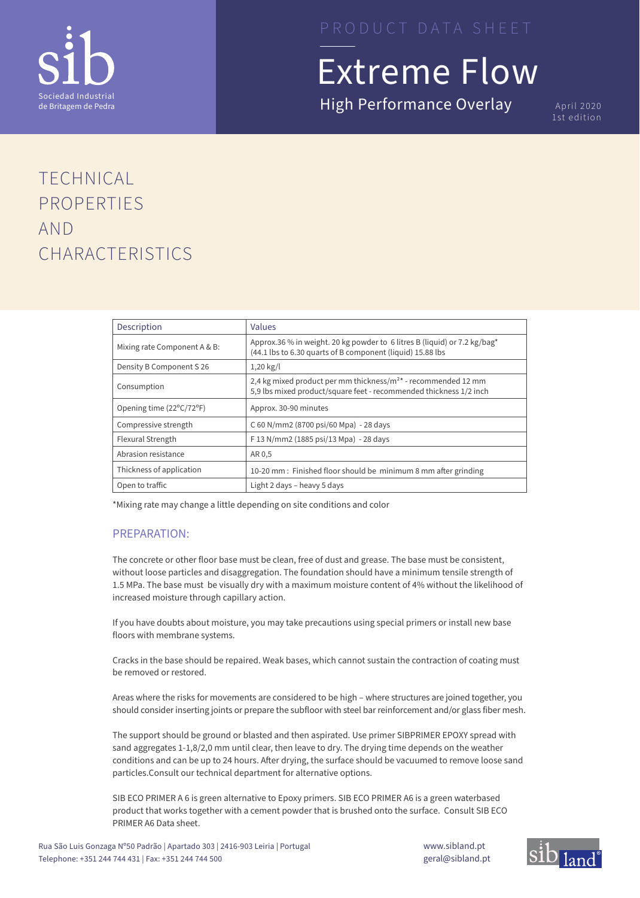# TECHNICAL PROPERTIES AND CHARACTERISTICS

| Description | Values |
|---|---|
| Mixing rate Component A & B: | Approx.36 % in weight. 20 kg powder to 6 litres B (liquid) or 7.2 kg/bag* (44.1 lbs to 6.30 quarts of B component (liquid) 15.88 lbs |
| Density B Component S 26 | 1,20 kg/l |
| Consumption | 2,4 kg mixed product per mm thickness/m²* - recommended 12 mm<br>5,9 lbs mixed product/square feet - recommended thickness 1/2 inch |
| Opening time (22°C/72°F) | Approx. 30-90 minutes |
| Compressive strength | C 60 N/mm2 (8700 psi/60 Mpa) - 28 days |
| Flexural Strength | F 13 N/mm2 (1885 psi/13 Mpa) - 28 days |
| Abrasion resistance | AR 0,5 |
| Thickness of application | 10-20 mm : Finished floor should be minimum 8 mm after grinding |
| Open to traffic | Light 2 days – heavy 5 days |

*Mixing rate may change a little depending on site conditions and color

## PREPARATION:

The concrete or other floor base must be clean, free of dust and grease. The base must be consistent, without loose particles and disaggregation. The foundation should have a minimum tensile strength of 1.5 MPa. The base must be visually dry with a maximum moisture content of 4% without the likelihood of increased moisture through capillary action.

If you have doubts about moisture, you may take precautions using special primers or install new base floors with membrane systems.

Cracks in the base should be repaired. Weak bases, which cannot sustain the contraction of coating must be removed or restored.

Areas where the risks for movements are considered to be high – where structures are joined together, you should consider inserting joints or prepare the subfloor with steel bar reinforcement and/or glass fiber mesh.

The support should be ground or blasted and then aspirated. Use primer SIBPRIMER EPOXY spread with sand aggregates 1-1,8/2,0 mm until clear, then leave to dry. The drying time depends on the weather conditions and can be up to 24 hours. After drying, the surface should be vacuumed to remove loose sand particles.Consult our technical department for alternative options.

SIB ECO PRIMER A 6 is green alternative to Epoxy primers. SIB ECO PRIMER A6 is a green waterbased product that works together with a cement powder that is brushed onto the surface. Consult SIB ECO PRIMER A6 Data sheet.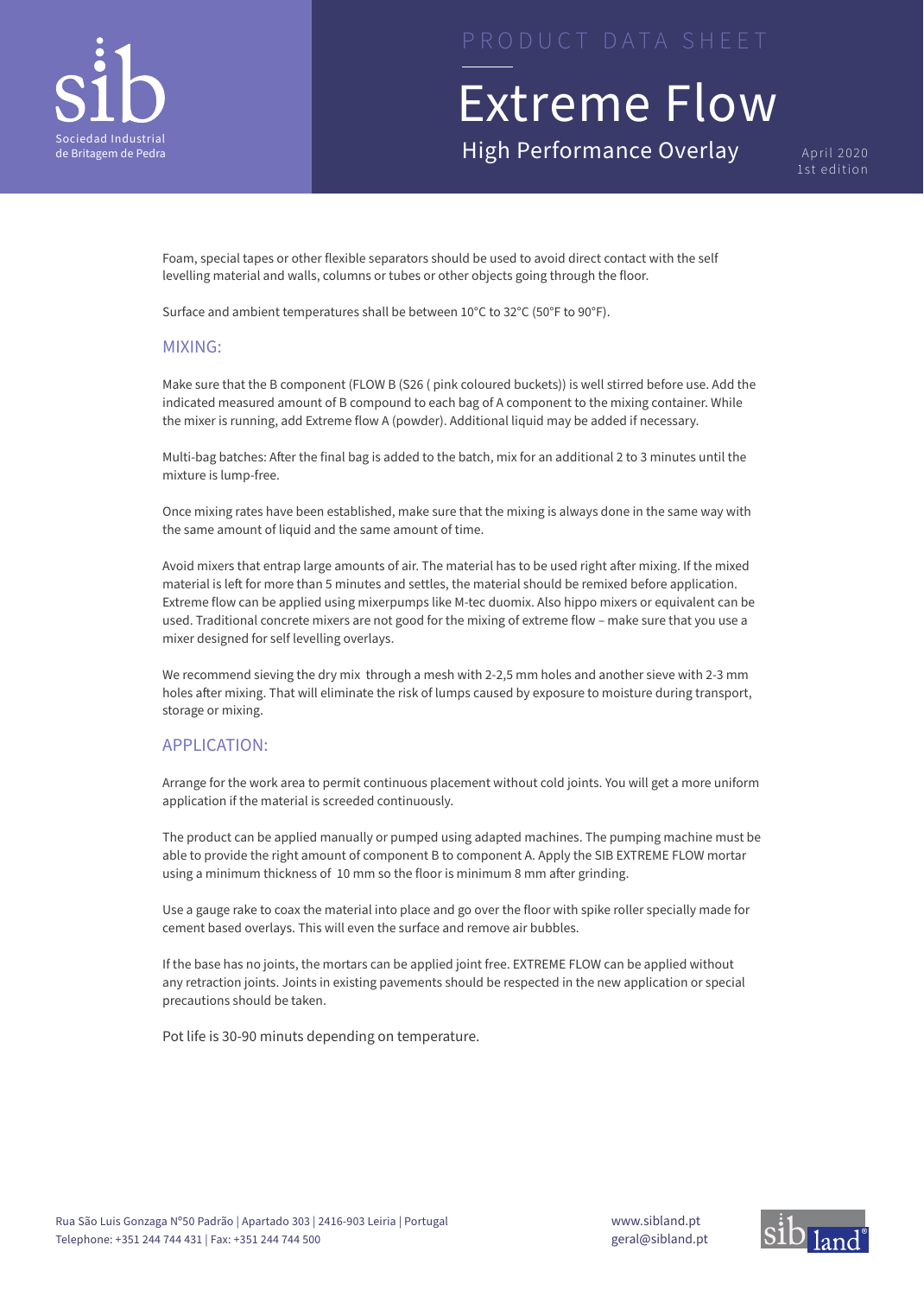Foam, special tapes or other flexible separators should be used to avoid direct contact with the self levelling material and walls, columns or tubes or other objects going through the floor.

Surface and ambient temperatures shall be between 10°C to 32°C (50°F to 90°F).

## MIXING:

Make sure that the B component (FLOW B (S26 ( pink coloured buckets)) is well stirred before use. Add the indicated measured amount of B compound to each bag of A component to the mixing container. While the mixer is running, add Extreme flow A (powder). Additional liquid may be added if necessary.

Multi-bag batches: After the final bag is added to the batch, mix for an additional 2 to 3 minutes until the mixture is lump-free.

Once mixing rates have been established, make sure that the mixing is always done in the same way with the same amount of liquid and the same amount of time.

Avoid mixers that entrap large amounts of air. The material has to be used right after mixing. If the mixed material is left for more than 5 minutes and settles, the material should be remixed before application. Extreme flow can be applied using mixerpumps like M-tec duomix. Also hippo mixers or equivalent can be used. Traditional concrete mixers are not good for the mixing of extreme flow – make sure that you use a mixer designed for self levelling overlays.

We recommend sieving the dry mix through a mesh with 2-2,5 mm holes and another sieve with 2-3 mm holes after mixing. That will eliminate the risk of lumps caused by exposure to moisture during transport, storage or mixing.

## APPLICATION:

Arrange for the work area to permit continuous placement without cold joints. You will get a more uniform application if the material is screeded continuously.

The product can be applied manually or pumped using adapted machines. The pumping machine must be able to provide the right amount of component B to component A. Apply the SIB EXTREME FLOW mortar using a minimum thickness of 10 mm so the floor is minimum 8 mm after grinding.

Use a gauge rake to coax the material into place and go over the floor with spike roller specially made for cement based overlays. This will even the surface and remove air bubbles.

If the base has no joints, the mortars can be applied joint free. EXTREME FLOW can be applied without any retraction joints. Joints in existing pavements should be respected in the new application or special precautions should be taken.

Pot life is 30-90 minuts depending on temperature.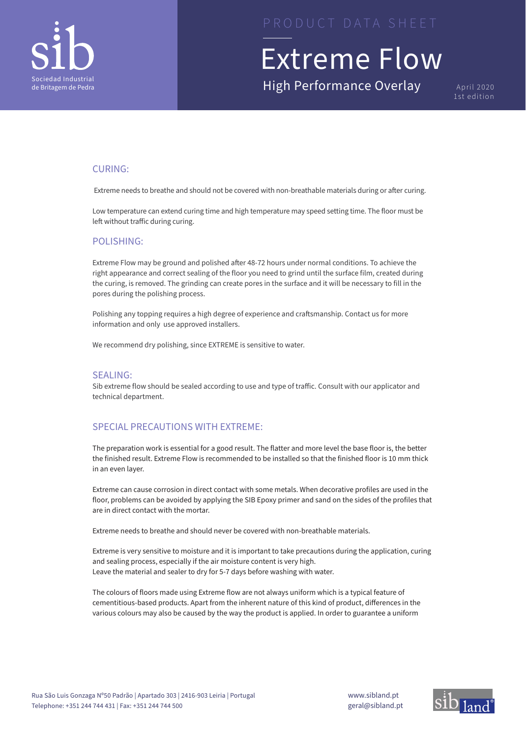## CURING:

Extreme needs to breathe and should not be covered with non-breathable materials during or after curing.

Low temperature can extend curing time and high temperature may speed setting time. The floor must be left without traffic during curing.

## POLISHING:

Extreme Flow may be ground and polished after 48-72 hours under normal conditions. To achieve the right appearance and correct sealing of the floor you need to grind until the surface film, created during the curing, is removed. The grinding can create pores in the surface and it will be necessary to fill in the pores during the polishing process.

Polishing any topping requires a high degree of experience and craftsmanship. Contact us for more information and only use approved installers.

We recommend dry polishing, since EXTREME is sensitive to water.

## SEALING:

Sib extreme flow should be sealed according to use and type of traffic. Consult with our applicator and technical department.

## SPECIAL PRECAUTIONS WITH EXTREME:

The preparation work is essential for a good result. The flatter and more level the base floor is, the better the finished result. Extreme Flow is recommended to be installed so that the finished floor is 10 mm thick in an even layer.

Extreme can cause corrosion in direct contact with some metals. When decorative profiles are used in the floor, problems can be avoided by applying the SIB Epoxy primer and sand on the sides of the profiles that are in direct contact with the mortar.

Extreme needs to breathe and should never be covered with non-breathable materials.

Extreme is very sensitive to moisture and it is important to take precautions during the application, curing and sealing process, especially if the air moisture content is very high.
Leave the material and sealer to dry for 5-7 days before washing with water.

The colours of floors made using Extreme flow are not always uniform which is a typical feature of cementitious-based products. Apart from the inherent nature of this kind of product, differences in the various colours may also be caused by the way the product is applied. In order to guarantee a uniform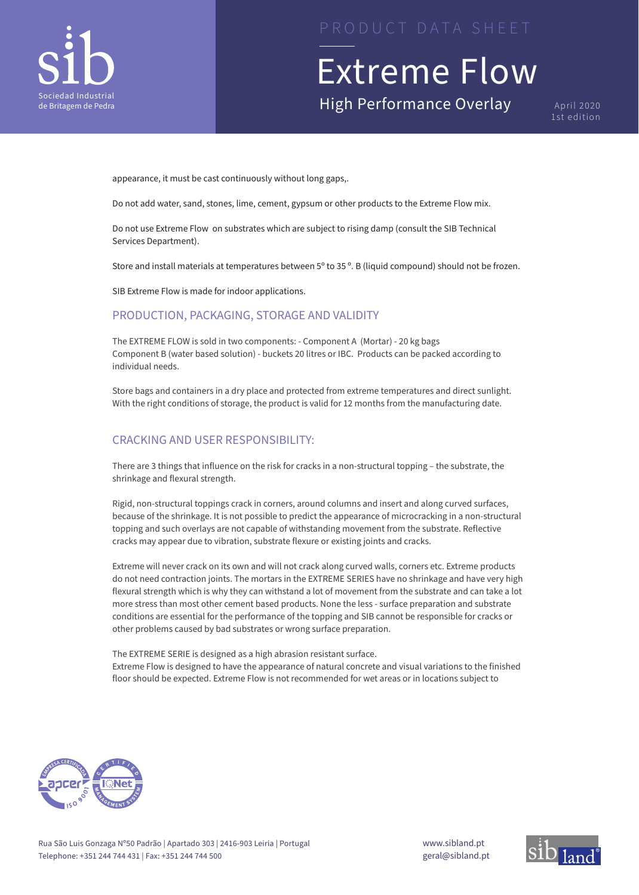appearance, it must be cast continuously without long gaps,.

Do not add water, sand, stones, lime, cement, gypsum or other products to the Extreme Flow mix.

Do not use Extreme Flow on substrates which are subject to rising damp (consult the SIB Technical Services Department).

Store and install materials at temperatures between 5º to 35 º. B (liquid compound) should not be frozen.

SIB Extreme Flow is made for indoor applications.

## PRODUCTION, PACKAGING, STORAGE AND VALIDITY

The EXTREME FLOW is sold in two components: - Component A (Mortar) - 20 kg bags
Component B (water based solution) - buckets 20 litres or IBC. Products can be packed according to individual needs.

Store bags and containers in a dry place and protected from extreme temperatures and direct sunlight. With the right conditions of storage, the product is valid for 12 months from the manufacturing date.

## CRACKING AND USER RESPONSIBILITY:

There are 3 things that influence on the risk for cracks in a non-structural topping – the substrate, the shrinkage and flexural strength.

Rigid, non-structural toppings crack in corners, around columns and insert and along curved surfaces, because of the shrinkage. It is not possible to predict the appearance of microcracking in a non-structural topping and such overlays are not capable of withstanding movement from the substrate. Reflective cracks may appear due to vibration, substrate flexure or existing joints and cracks.

Extreme will never crack on its own and will not crack along curved walls, corners etc. Extreme products do not need contraction joints. The mortars in the EXTREME SERIES have no shrinkage and have very high flexural strength which is why they can withstand a lot of movement from the substrate and can take a lot more stress than most other cement based products. None the less - surface preparation and substrate conditions are essential for the performance of the topping and SIB cannot be responsible for cracks or other problems caused by bad substrates or wrong surface preparation.

The EXTREME SERIE is designed as a high abrasion resistant surface.
Extreme Flow is designed to have the appearance of natural concrete and visual variations to the finished floor should be expected. Extreme Flow is not recommended for wet areas or in locations subject to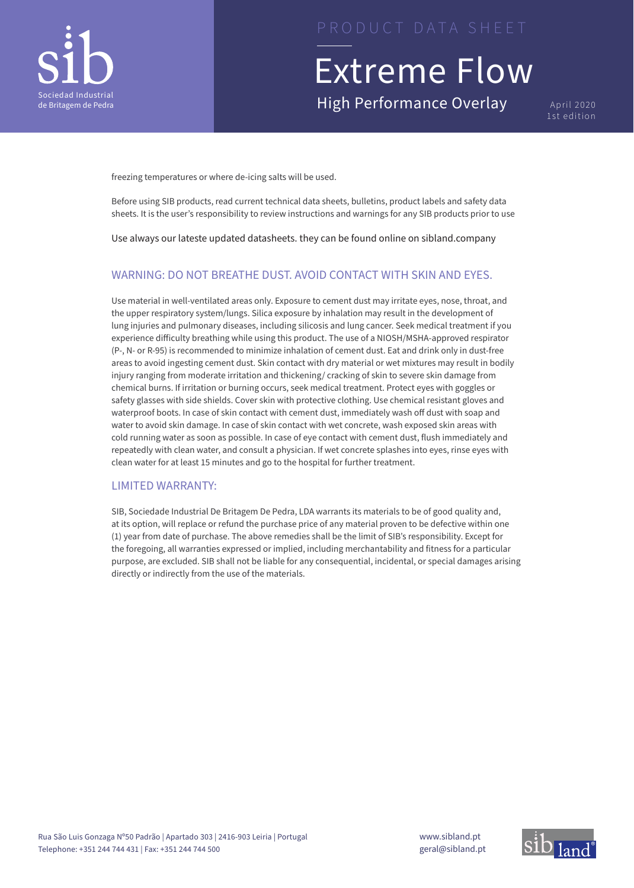freezing temperatures or where de-icing salts will be used.

Before using SIB products, read current technical data sheets, bulletins, product labels and safety data sheets. It is the user's responsibility to review instructions and warnings for any SIB products prior to use

Use always our lateste updated datasheets. they can be found online on sibland.company

## WARNING: DO NOT BREATHE DUST. AVOID CONTACT WITH SKIN AND EYES.

Use material in well-ventilated areas only. Exposure to cement dust may irritate eyes, nose, throat, and the upper respiratory system/lungs. Silica exposure by inhalation may result in the development of lung injuries and pulmonary diseases, including silicosis and lung cancer. Seek medical treatment if you experience difficulty breathing while using this product. The use of a NIOSH/MSHA-approved respirator (P-, N- or R-95) is recommended to minimize inhalation of cement dust. Eat and drink only in dust-free areas to avoid ingesting cement dust. Skin contact with dry material or wet mixtures may result in bodily injury ranging from moderate irritation and thickening/ cracking of skin to severe skin damage from chemical burns. If irritation or burning occurs, seek medical treatment. Protect eyes with goggles or safety glasses with side shields. Cover skin with protective clothing. Use chemical resistant gloves and waterproof boots. In case of skin contact with cement dust, immediately wash off dust with soap and water to avoid skin damage. In case of skin contact with wet concrete, wash exposed skin areas with cold running water as soon as possible. In case of eye contact with cement dust, flush immediately and repeatedly with clean water, and consult a physician. If wet concrete splashes into eyes, rinse eyes with clean water for at least 15 minutes and go to the hospital for further treatment.

## LIMITED WARRANTY:

SIB, Sociedade Industrial De Britagem De Pedra, LDA warrants its materials to be of good quality and, at its option, will replace or refund the purchase price of any material proven to be defective within one (1) year from date of purchase. The above remedies shall be the limit of SIB's responsibility. Except for the foregoing, all warranties expressed or implied, including merchantability and fitness for a particular purpose, are excluded. SIB shall not be liable for any consequential, incidental, or special damages arising directly or indirectly from the use of the materials.